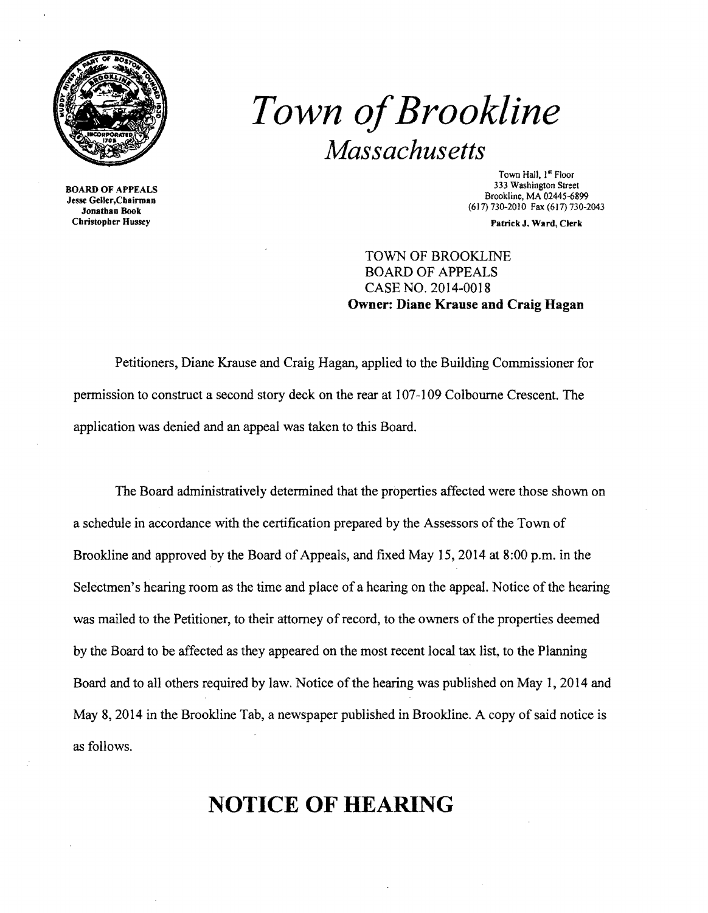# *Town of Brookline*

## *Massachusetts*

**BOARD OF APPEALS**
**Jesse Geller, Chairman**
**Jonathan Book**
**Christopher Hussey**

Town Hall, 1st Floor
333 Washington Street
Brookline, MA 02445-6899
(617) 730-2010 Fax (617) 730-2043

**Patrick J. Ward, Clerk**

TOWN OF BROOKLINE
BOARD OF APPEALS
CASE NO. 2014-0018
**Owner: Diane Krause and Craig Hagan**

Petitioners, Diane Krause and Craig Hagan, applied to the Building Commissioner for permission to construct a second story deck on the rear at 107-109 Colbourne Crescent. The application was denied and an appeal was taken to this Board.

The Board administratively determined that the properties affected were those shown on a schedule in accordance with the certification prepared by the Assessors of the Town of Brookline and approved by the Board of Appeals, and fixed May 15, 2014 at 8:00 p.m. in the Selectmen's hearing room as the time and place of a hearing on the appeal. Notice of the hearing was mailed to the Petitioner, to their attorney of record, to the owners of the properties deemed by the Board to be affected as they appeared on the most recent local tax list, to the Planning Board and to all others required by law. Notice of the hearing was published on May 1, 2014 and May 8, 2014 in the Brookline Tab, a newspaper published in Brookline. A copy of said notice is as follows.

# NOTICE OF HEARING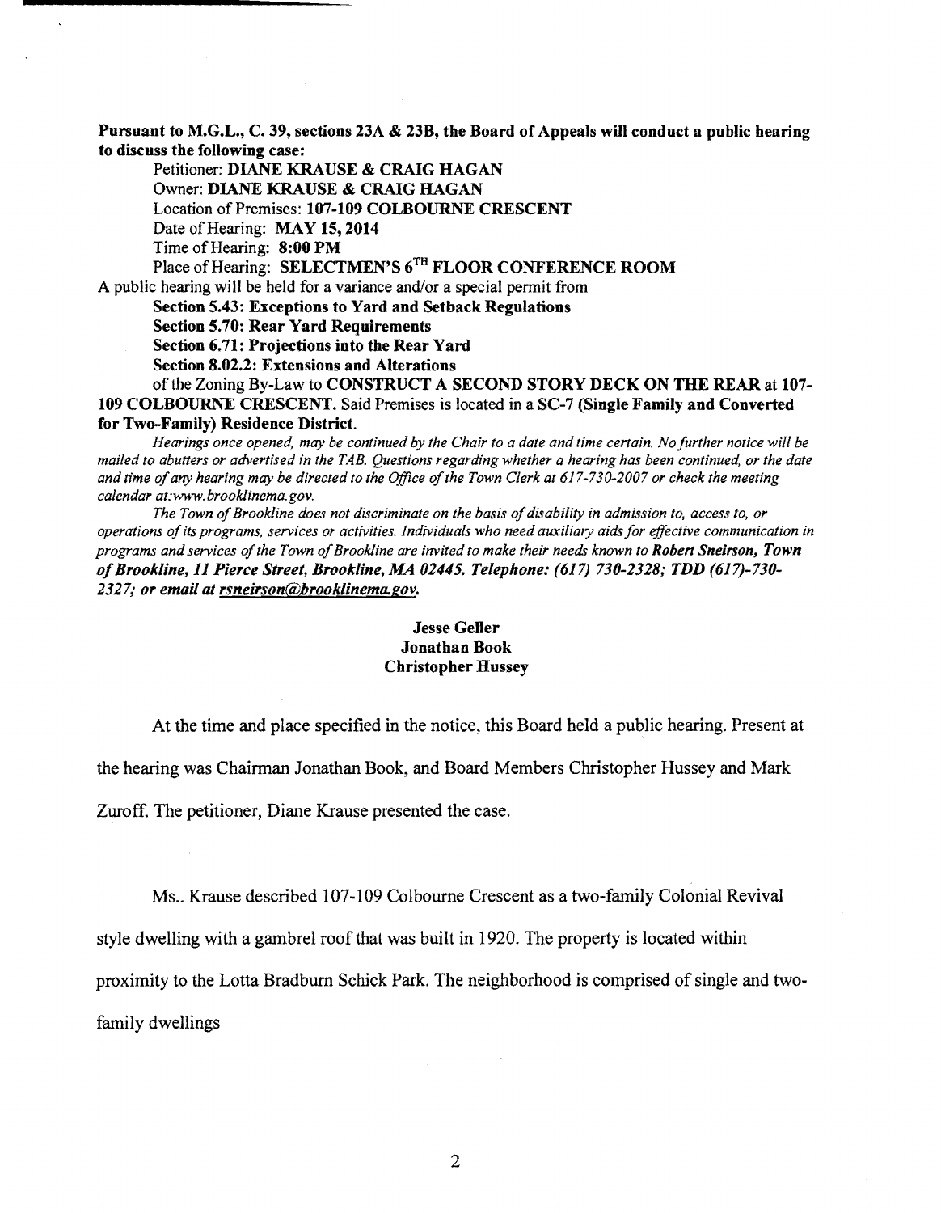**Pursuant to M.G.L., C. 39, sections 23A & 23B, the Board of Appeals will conduct a public hearing to discuss the following case:**

Petitioner: **DIANE KRAUSE & CRAIG HAGAN**
Owner: **DIANE KRAUSE & CRAIG HAGAN**
Location of Premises: **107-109 COLBOURNE CRESCENT**
Date of Hearing: **MAY 15, 2014**
Time of Hearing: **8:00 PM**
Place of Hearing: **SELECTMEN'S 6TH FLOOR CONFERENCE ROOM**

A public hearing will be held for a variance and/or a special permit from

**Section 5.43: Exceptions to Yard and Setback Regulations**
**Section 5.70: Rear Yard Requirements**
**Section 6.71: Projections into the Rear Yard**
**Section 8.02.2: Extensions and Alterations**

of the Zoning By-Law to **CONSTRUCT A SECOND STORY DECK ON THE REAR** at **107-109 COLBOURNE CRESCENT.** Said Premises is located in a **SC-7 (Single Family and Converted for Two-Family) Residence District.**

*Hearings once opened, may be continued by the Chair to a date and time certain. No further notice will be mailed to abutters or advertised in the TAB. Questions regarding whether a hearing has been continued, or the date and time of any hearing may be directed to the Office of the Town Clerk at 617-730-2007 or check the meeting calendar at:www.brooklinema.gov.*

*The Town of Brookline does not discriminate on the basis of disability in admission to, access to, or operations of its programs, services or activities. Individuals who need auxiliary aids for effective communication in programs and services of the Town of Brookline are invited to make their needs known to* ***Robert Sneirson, Town of Brookline, 11 Pierce Street, Brookline, MA 02445. Telephone: (617) 730-2328; TDD (617)-730-2327; or email at rsneirson@brooklinema.gov.***

**Jesse Geller**
**Jonathan Book**
**Christopher Hussey**

At the time and place specified in the notice, this Board held a public hearing. Present at the hearing was Chairman Jonathan Book, and Board Members Christopher Hussey and Mark Zuroff. The petitioner, Diane Krause presented the case.

Ms.. Krause described 107-109 Colbourne Crescent as a two-family Colonial Revival style dwelling with a gambrel roof that was built in 1920. The property is located within proximity to the Lotta Bradburn Schick Park. The neighborhood is comprised of single and two-family dwellings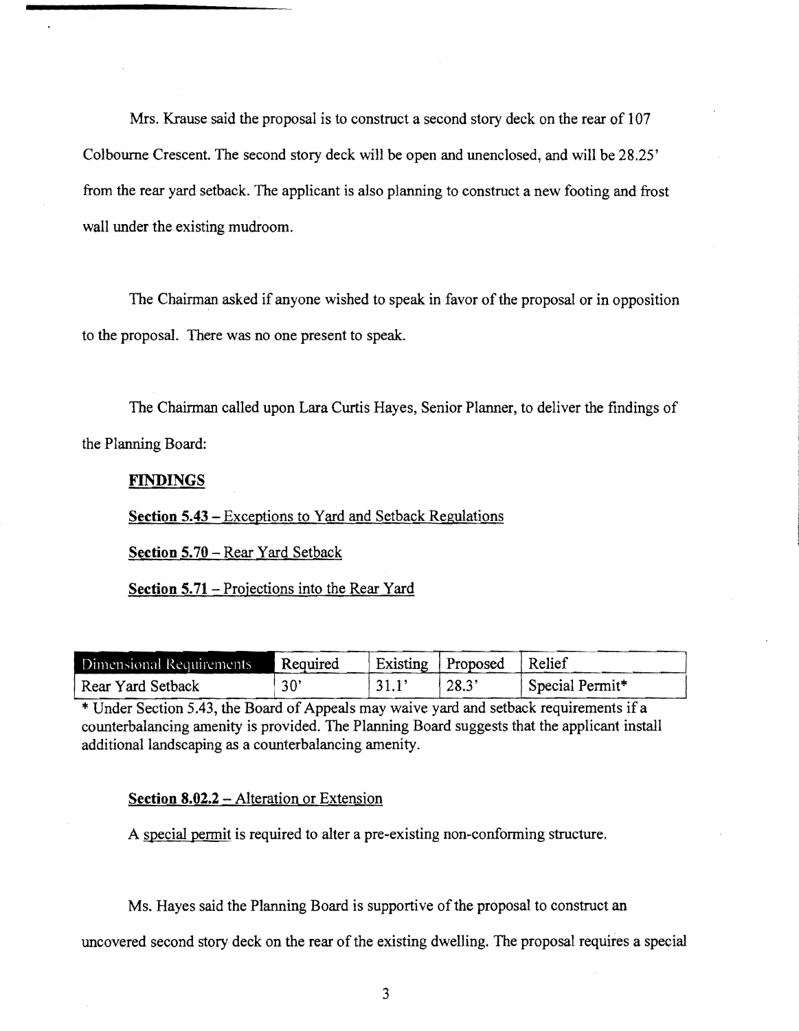Mrs. Krause said the proposal is to construct a second story deck on the rear of 107 Colbourne Crescent. The second story deck will be open and unenclosed, and will be 28.25' from the rear yard setback. The applicant is also planning to construct a new footing and frost wall under the existing mudroom.

The Chairman asked if anyone wished to speak in favor of the proposal or in opposition to the proposal. There was no one present to speak.

The Chairman called upon Lara Curtis Hayes, Senior Planner, to deliver the findings of the Planning Board:

**FINDINGS**

**Section 5.43** – Exceptions to Yard and Setback Regulations

**Section 5.70** – Rear Yard Setback

**Section 5.71** – Projections into the Rear Yard

| Dimensional Requirements | Required | Existing | Proposed | Relief |
|---|---|---|---|---|
| Rear Yard Setback | 30' | 31.1' | 28.3' | Special Permit* |

* Under Section 5.43, the Board of Appeals may waive yard and setback requirements if a counterbalancing amenity is provided. The Planning Board suggests that the applicant install additional landscaping as a counterbalancing amenity.

**Section 8.02.2** – Alteration or Extension

A special permit is required to alter a pre-existing non-conforming structure.

Ms. Hayes said the Planning Board is supportive of the proposal to construct an uncovered second story deck on the rear of the existing dwelling. The proposal requires a special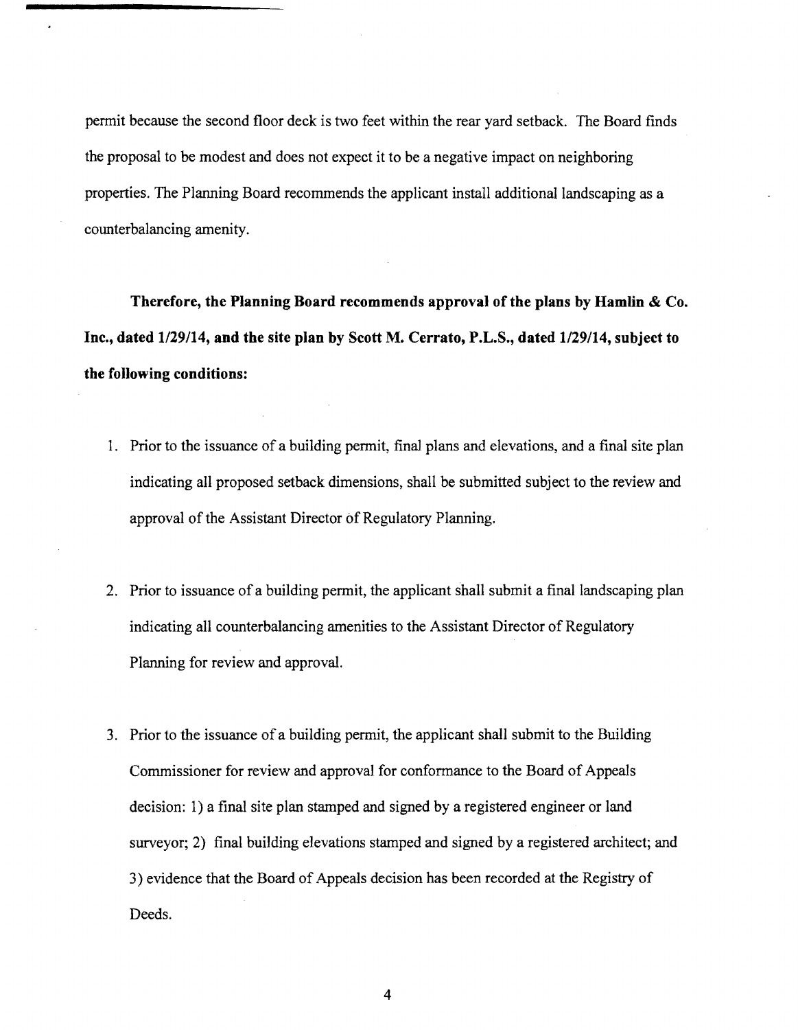permit because the second floor deck is two feet within the rear yard setback. The Board finds the proposal to be modest and does not expect it to be a negative impact on neighboring properties. The Planning Board recommends the applicant install additional landscaping as a counterbalancing amenity.

**Therefore, the Planning Board recommends approval of the plans by Hamlin & Co. Inc., dated 1/29/14, and the site plan by Scott M. Cerrato, P.L.S., dated 1/29/14, subject to the following conditions:**

1. Prior to the issuance of a building permit, final plans and elevations, and a final site plan indicating all proposed setback dimensions, shall be submitted subject to the review and approval of the Assistant Director of Regulatory Planning.

2. Prior to issuance of a building permit, the applicant shall submit a final landscaping plan indicating all counterbalancing amenities to the Assistant Director of Regulatory Planning for review and approval.

3. Prior to the issuance of a building permit, the applicant shall submit to the Building Commissioner for review and approval for conformance to the Board of Appeals decision: 1) a final site plan stamped and signed by a registered engineer or land surveyor; 2) final building elevations stamped and signed by a registered architect; and 3) evidence that the Board of Appeals decision has been recorded at the Registry of Deeds.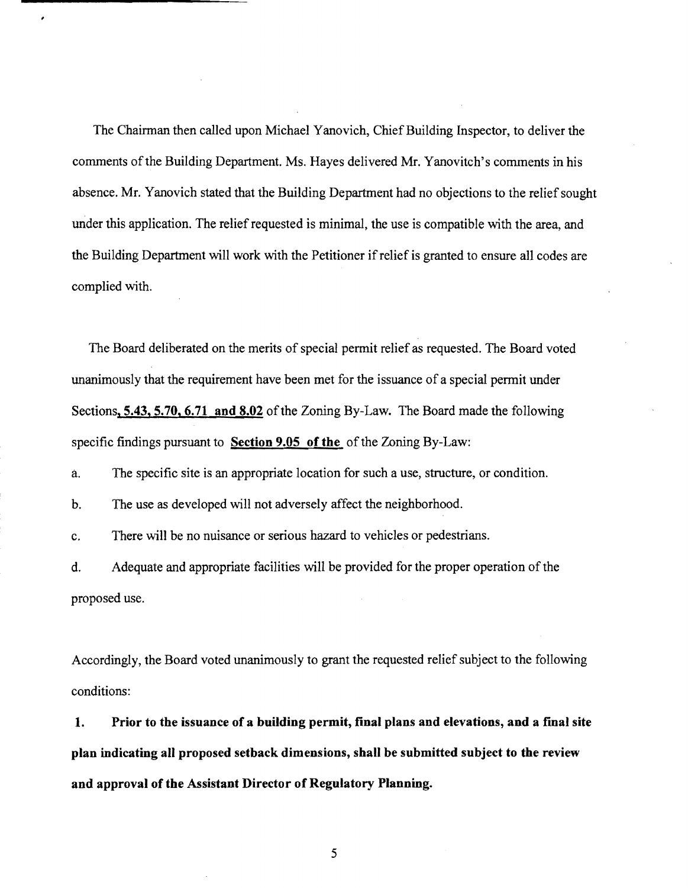The Chairman then called upon Michael Yanovich, Chief Building Inspector, to deliver the comments of the Building Department. Ms. Hayes delivered Mr. Yanovitch's comments in his absence. Mr. Yanovich stated that the Building Department had no objections to the relief sought under this application. The relief requested is minimal, the use is compatible with the area, and the Building Department will work with the Petitioner if relief is granted to ensure all codes are complied with.

The Board deliberated on the merits of special permit relief as requested. The Board voted unanimously that the requirement have been met for the issuance of a special permit under Sections**, 5.43, 5.70, 6.71 and 8.02** of the Zoning By-Law. The Board made the following specific findings pursuant to **Section 9.05 of the** of the Zoning By-Law:

a. The specific site is an appropriate location for such a use, structure, or condition.

b. The use as developed will not adversely affect the neighborhood.

c. There will be no nuisance or serious hazard to vehicles or pedestrians.

d. Adequate and appropriate facilities will be provided for the proper operation of the proposed use.

Accordingly, the Board voted unanimously to grant the requested relief subject to the following conditions:

**1. Prior to the issuance of a building permit, final plans and elevations, and a final site plan indicating all proposed setback dimensions, shall be submitted subject to the review and approval of the Assistant Director of Regulatory Planning.**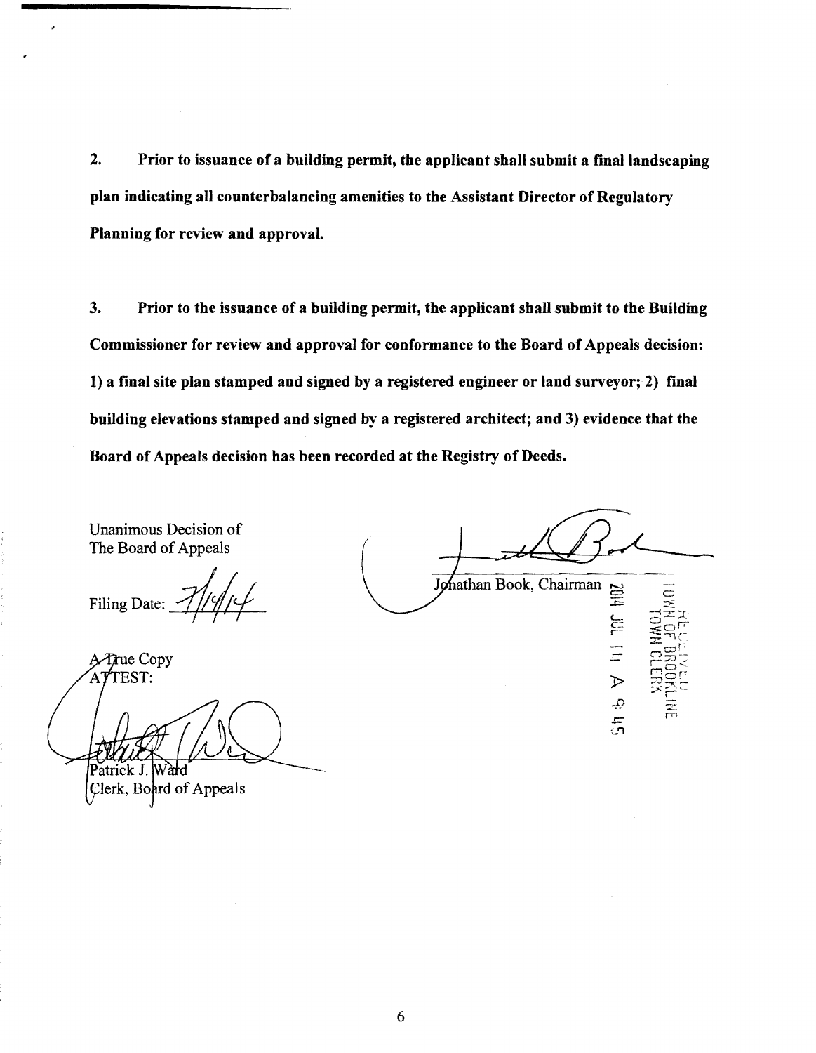**2. Prior to issuance of a building permit, the applicant shall submit a final landscaping plan indicating all counterbalancing amenities to the Assistant Director of Regulatory Planning for review and approval.**

**3. Prior to the issuance of a building permit, the applicant shall submit to the Building Commissioner for review and approval for conformance to the Board of Appeals decision: 1) a final site plan stamped and signed by a registered engineer or land surveyor; 2) final building elevations stamped and signed by a registered architect; and 3) evidence that the Board of Appeals decision has been recorded at the Registry of Deeds.**

Unanimous Decision of
The Board of Appeals

Filing Date: 7/14/14

Jonathan Book, Chairman

RECEIVED
TOWN OF BROOKLINE
TOWN CLERK
2014 JUL 14 A 9:45

A True Copy
ATTEST:

Patrick J. Ward
Clerk, Board of Appeals